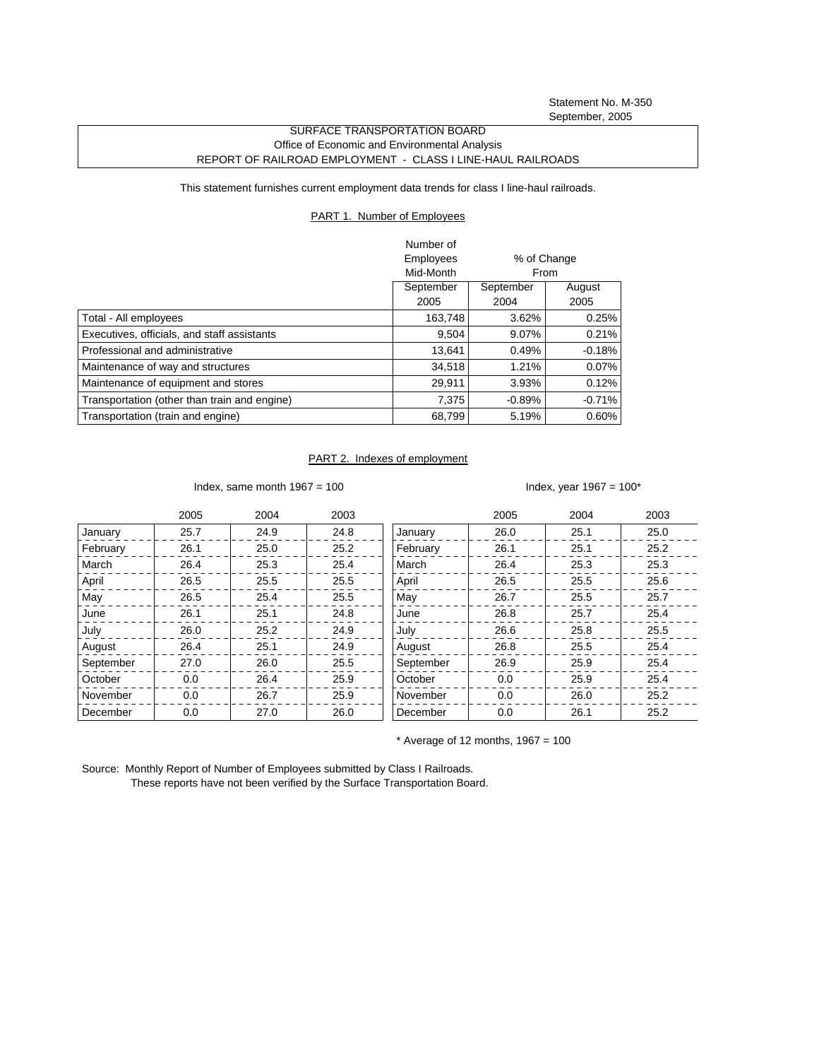Statement No. M-350
September, 2005

SURFACE TRANSPORTATION BOARD
Office of Economic and Environmental Analysis
REPORT OF RAILROAD EMPLOYMENT - CLASS I LINE-HAUL RAILROADS

This statement furnishes current employment data trends for class I line-haul railroads.

## PART 1. Number of Employees

| | Number of Employees Mid-Month | % of Change From | |
|---|---|---|---|
| | September 2005 | September 2004 | August 2005 |
| Total - All employees | 163,748 | 3.62% | 0.25% |
| Executives, officials, and staff assistants | 9,504 | 9.07% | 0.21% |
| Professional and administrative | 13,641 | 0.49% | -0.18% |
| Maintenance of way and structures | 34,518 | 1.21% | 0.07% |
| Maintenance of equipment and stores | 29,911 | 3.93% | 0.12% |
| Transportation (other than train and engine) | 7,375 | -0.89% | -0.71% |
| Transportation (train and engine) | 68,799 | 5.19% | 0.60% |

## PART 2. Indexes of employment

Index, same month 1967 = 100

| | 2005 | 2004 | 2003 |
|---|---|---|---|
| January | 25.7 | 24.9 | 24.8 |
| February | 26.1 | 25.0 | 25.2 |
| March | 26.4 | 25.3 | 25.4 |
| April | 26.5 | 25.5 | 25.5 |
| May | 26.5 | 25.4 | 25.5 |
| June | 26.1 | 25.1 | 24.8 |
| July | 26.0 | 25.2 | 24.9 |
| August | 26.4 | 25.1 | 24.9 |
| September | 27.0 | 26.0 | 25.5 |
| October | 0.0 | 26.4 | 25.9 |
| November | 0.0 | 26.7 | 25.9 |
| December | 0.0 | 27.0 | 26.0 |

Index, year 1967 = 100*

| | 2005 | 2004 | 2003 |
|---|---|---|---|
| January | 26.0 | 25.1 | 25.0 |
| February | 26.1 | 25.1 | 25.2 |
| March | 26.4 | 25.3 | 25.3 |
| April | 26.5 | 25.5 | 25.6 |
| May | 26.7 | 25.5 | 25.7 |
| June | 26.8 | 25.7 | 25.4 |
| July | 26.6 | 25.8 | 25.5 |
| August | 26.8 | 25.5 | 25.4 |
| September | 26.9 | 25.9 | 25.4 |
| October | 0.0 | 25.9 | 25.4 |
| November | 0.0 | 26.0 | 25.2 |
| December | 0.0 | 26.1 | 25.2 |

\* Average of 12 months, 1967 = 100

Source: Monthly Report of Number of Employees submitted by Class I Railroads.
These reports have not been verified by the Surface Transportation Board.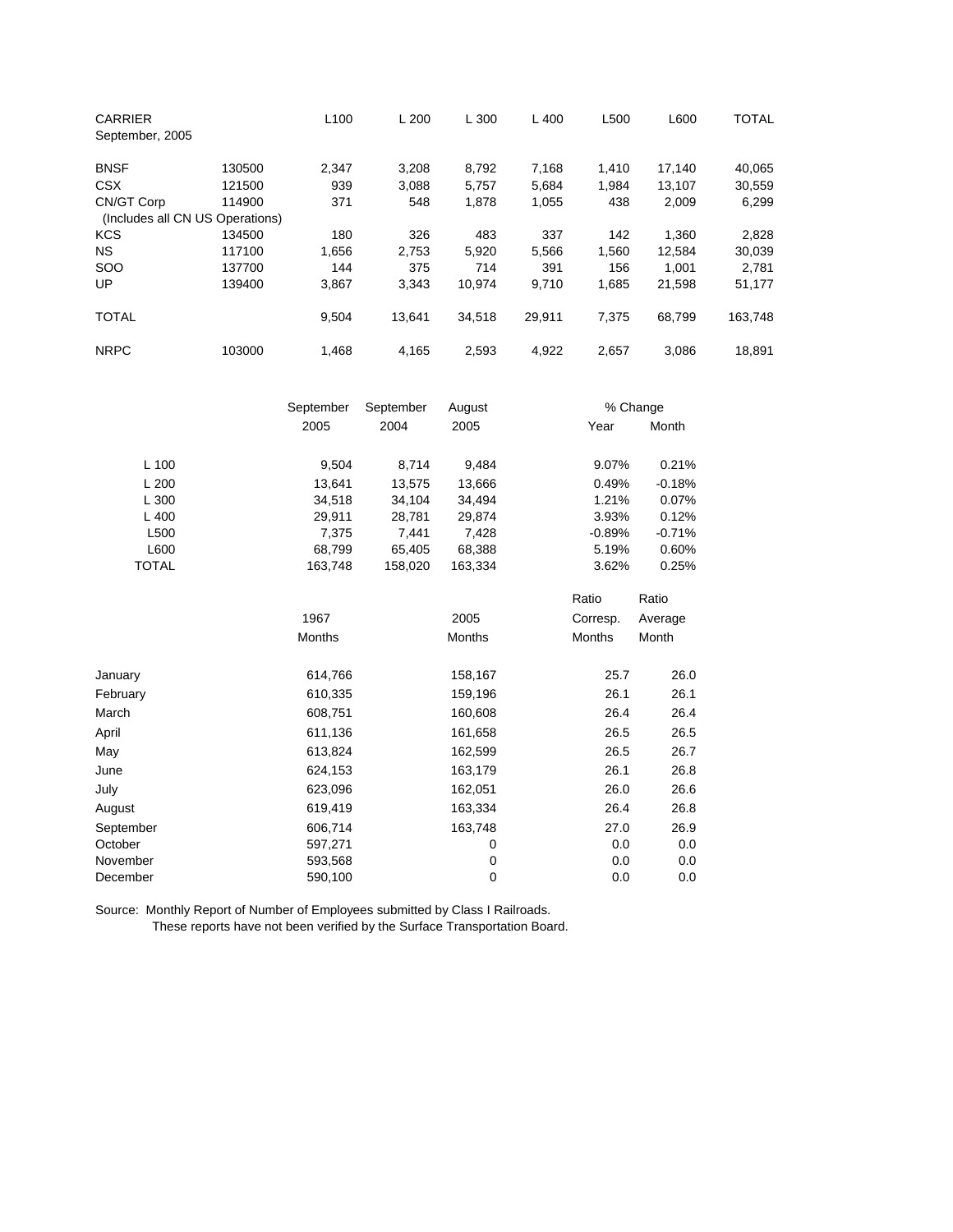| CARRIER<br>September, 2005 | | L100 | L 200 | L 300 | L 400 | L500 | L600 | TOTAL |
|---|---|---|---|---|---|---|---|---|
| BNSF | 130500 | 2,347 | 3,208 | 8,792 | 7,168 | 1,410 | 17,140 | 40,065 |
| CSX | 121500 | 939 | 3,088 | 5,757 | 5,684 | 1,984 | 13,107 | 30,559 |
| CN/GT Corp<br>(Includes all CN US Operations) | 114900 | 371 | 548 | 1,878 | 1,055 | 438 | 2,009 | 6,299 |
| KCS | 134500 | 180 | 326 | 483 | 337 | 142 | 1,360 | 2,828 |
| NS | 117100 | 1,656 | 2,753 | 5,920 | 5,566 | 1,560 | 12,584 | 30,039 |
| SOO | 137700 | 144 | 375 | 714 | 391 | 156 | 1,001 | 2,781 |
| UP | 139400 | 3,867 | 3,343 | 10,974 | 9,710 | 1,685 | 21,598 | 51,177 |
| TOTAL | | 9,504 | 13,641 | 34,518 | 29,911 | 7,375 | 68,799 | 163,748 |
| NRPC | 103000 | 1,468 | 4,165 | 2,593 | 4,922 | 2,657 | 3,086 | 18,891 |

| | September 2005 | September 2004 | August 2005 | % Change Year | % Change Month |
|---|---|---|---|---|---|
| L 100 | 9,504 | 8,714 | 9,484 | 9.07% | 0.21% |
| L 200 | 13,641 | 13,575 | 13,666 | 0.49% | -0.18% |
| L 300 | 34,518 | 34,104 | 34,494 | 1.21% | 0.07% |
| L 400 | 29,911 | 28,781 | 29,874 | 3.93% | 0.12% |
| L500 | 7,375 | 7,441 | 7,428 | -0.89% | -0.71% |
| L600 | 68,799 | 65,405 | 68,388 | 5.19% | 0.60% |
| TOTAL | 163,748 | 158,020 | 163,334 | 3.62% | 0.25% |

| | 1967 Months | 2005 Months | Ratio Corresp. Months | Ratio Average Month |
|---|---|---|---|---|
| January | 614,766 | 158,167 | 25.7 | 26.0 |
| February | 610,335 | 159,196 | 26.1 | 26.1 |
| March | 608,751 | 160,608 | 26.4 | 26.4 |
| April | 611,136 | 161,658 | 26.5 | 26.5 |
| May | 613,824 | 162,599 | 26.5 | 26.7 |
| June | 624,153 | 163,179 | 26.1 | 26.8 |
| July | 623,096 | 162,051 | 26.0 | 26.6 |
| August | 619,419 | 163,334 | 26.4 | 26.8 |
| September | 606,714 | 163,748 | 27.0 | 26.9 |
| October | 597,271 | 0 | 0.0 | 0.0 |
| November | 593,568 | 0 | 0.0 | 0.0 |
| December | 590,100 | 0 | 0.0 | 0.0 |

Source: Monthly Report of Number of Employees submitted by Class I Railroads.
These reports have not been verified by the Surface Transportation Board.